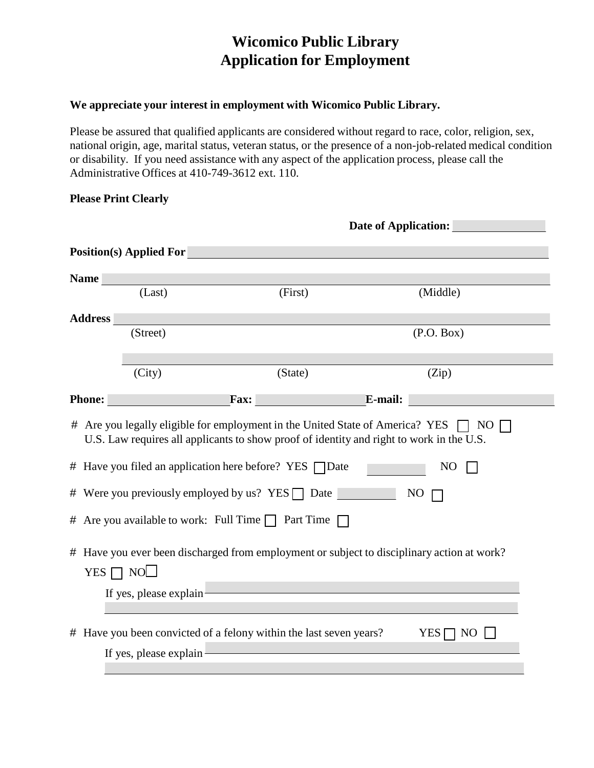# Wicomico Public Library
# Application for Employment

**We appreciate your interest in employment with Wicomico Public Library.**

Please be assured that qualified applicants are considered without regard to race, color, religion, sex, national origin, age, marital status, veteran status, or the presence of a non-job-related medical condition or disability. If you need assistance with any aspect of the application process, please call the Administrative Offices at 410-749-3612 ext. 110.

**Please Print Clearly**

**Date of Application:** ________________

**Position(s) Applied For** ________________________________________________

**Name** ________________________________________________
(Last) (First) (Middle)

**Address** ________________________________________________
(Street) (P.O. Box)

________________________________________________
(City) (State) (Zip)

**Phone:** ______________ **Fax:** ______________ **E-mail:** ______________

# Are you legally eligible for employment in the United State of America? YES ☐ NO ☐
U.S. Law requires all applicants to show proof of identity and right to work in the U.S.

# Have you filed an application here before? YES ☐ Date __________ NO ☐

# Were you previously employed by us? YES ☐ Date __________ NO ☐

# Are you available to work: Full Time ☐ Part Time ☐

# Have you ever been discharged from employment or subject to disciplinary action at work?
YES ☐ NO ☐

If yes, please explain ________________________________________________

________________________________________________

# Have you been convicted of a felony within the last seven years? YES ☐ NO ☐

If yes, please explain ________________________________________________

________________________________________________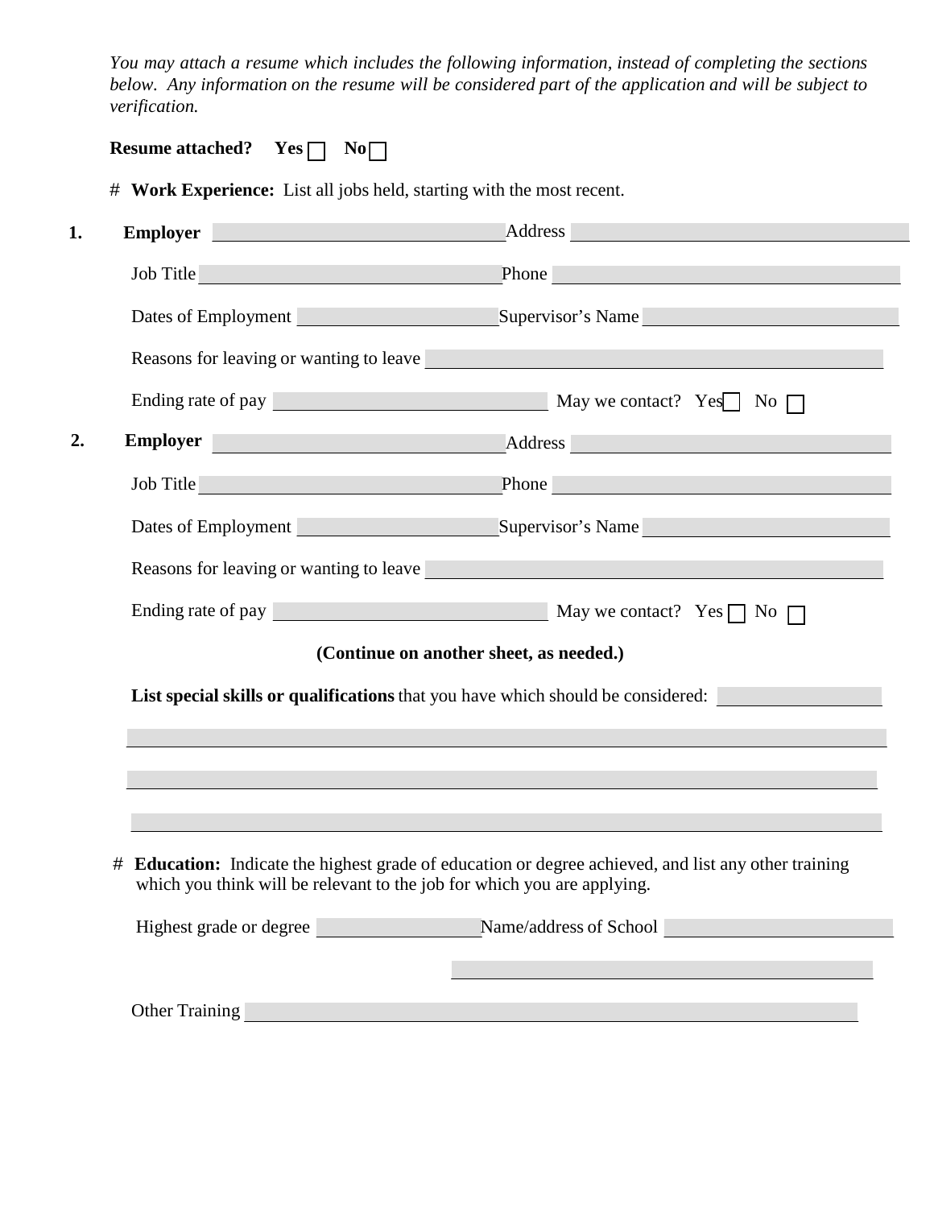*You may attach a resume which includes the following information, instead of completing the sections below. Any information on the resume will be considered part of the application and will be subject to verification.*

**Resume attached?** **Yes** ☐ **No** ☐

# **Work Experience:** List all jobs held, starting with the most recent.

**1.** **Employer** ______________________ Address ______________________

Job Title ______________________ Phone ______________________

Dates of Employment ______________________ Supervisor's Name ______________________

Reasons for leaving or wanting to leave ______________________

Ending rate of pay ______________________ May we contact? Yes ☐ No ☐

**2.** **Employer** ______________________ Address ______________________

Job Title ______________________ Phone ______________________

Dates of Employment ______________________ Supervisor's Name ______________________

Reasons for leaving or wanting to leave ______________________

Ending rate of pay ______________________ May we contact? Yes ☐ No ☐

**(Continue on another sheet, as needed.)**

**List special skills or qualifications** that you have which should be considered: ______________________

______________________

______________________

______________________

# **Education:** Indicate the highest grade of education or degree achieved, and list any other training which you think will be relevant to the job for which you are applying.

Highest grade or degree ______________________ Name/address of School ______________________

______________________

Other Training ______________________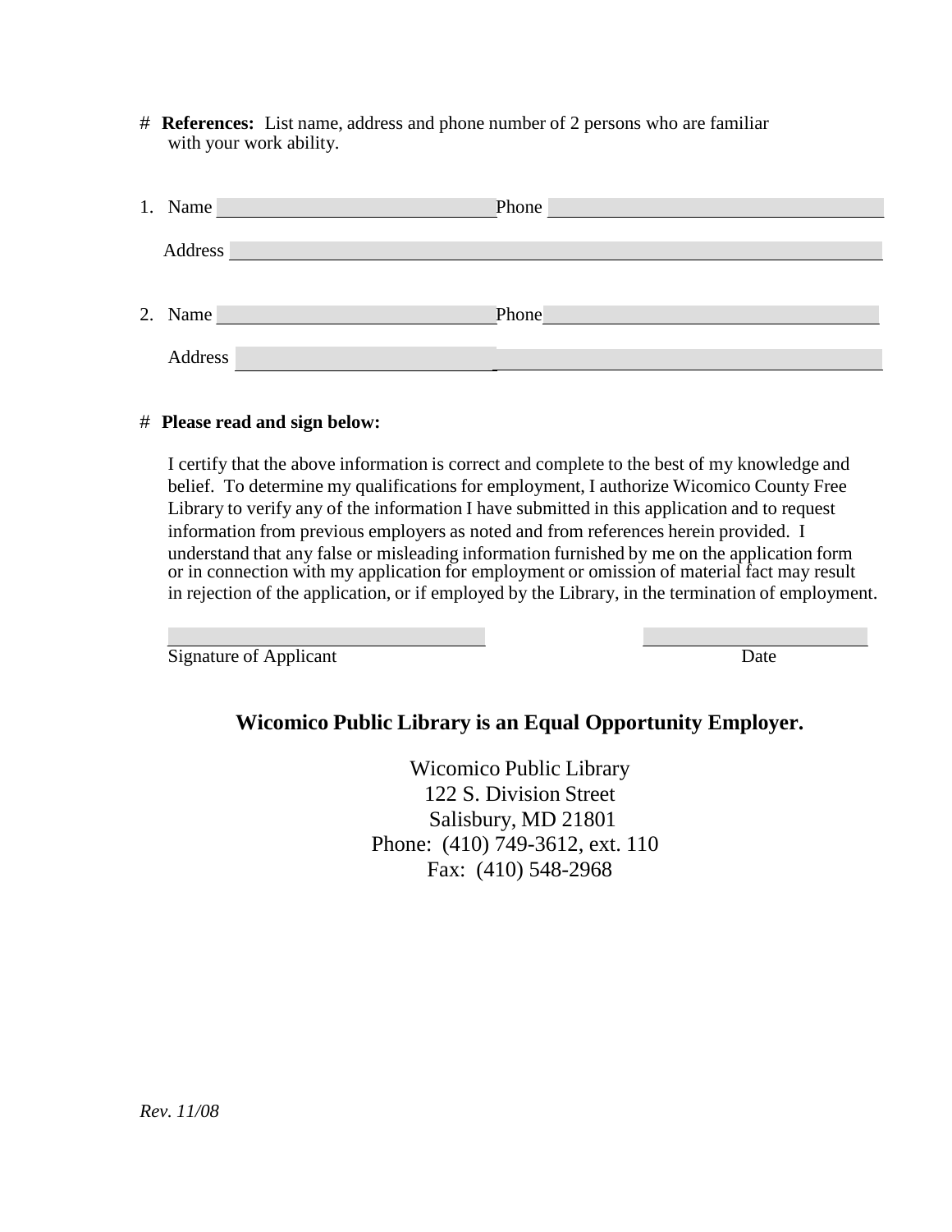# **References:** List name, address and phone number of 2 persons who are familiar with your work ability.

1. Name ______________________________ Phone ______________________________

   Address ______________________________________________________________

2. Name ______________________________ Phone ______________________________

   Address ______________________________________________________________

# **Please read and sign below:**

I certify that the above information is correct and complete to the best of my knowledge and belief. To determine my qualifications for employment, I authorize Wicomico County Free Library to verify any of the information I have submitted in this application and to request information from previous employers as noted and from references herein provided. I understand that any false or misleading information furnished by me on the application form or in connection with my application for employment or omission of material fact may result in rejection of the application, or if employed by the Library, in the termination of employment.

______________________________ ______________________

Signature of Applicant Date

## **Wicomico Public Library is an Equal Opportunity Employer.**

Wicomico Public Library
122 S. Division Street
Salisbury, MD 21801
Phone: (410) 749-3612, ext. 110
Fax: (410) 548-2968

*Rev. 11/08*